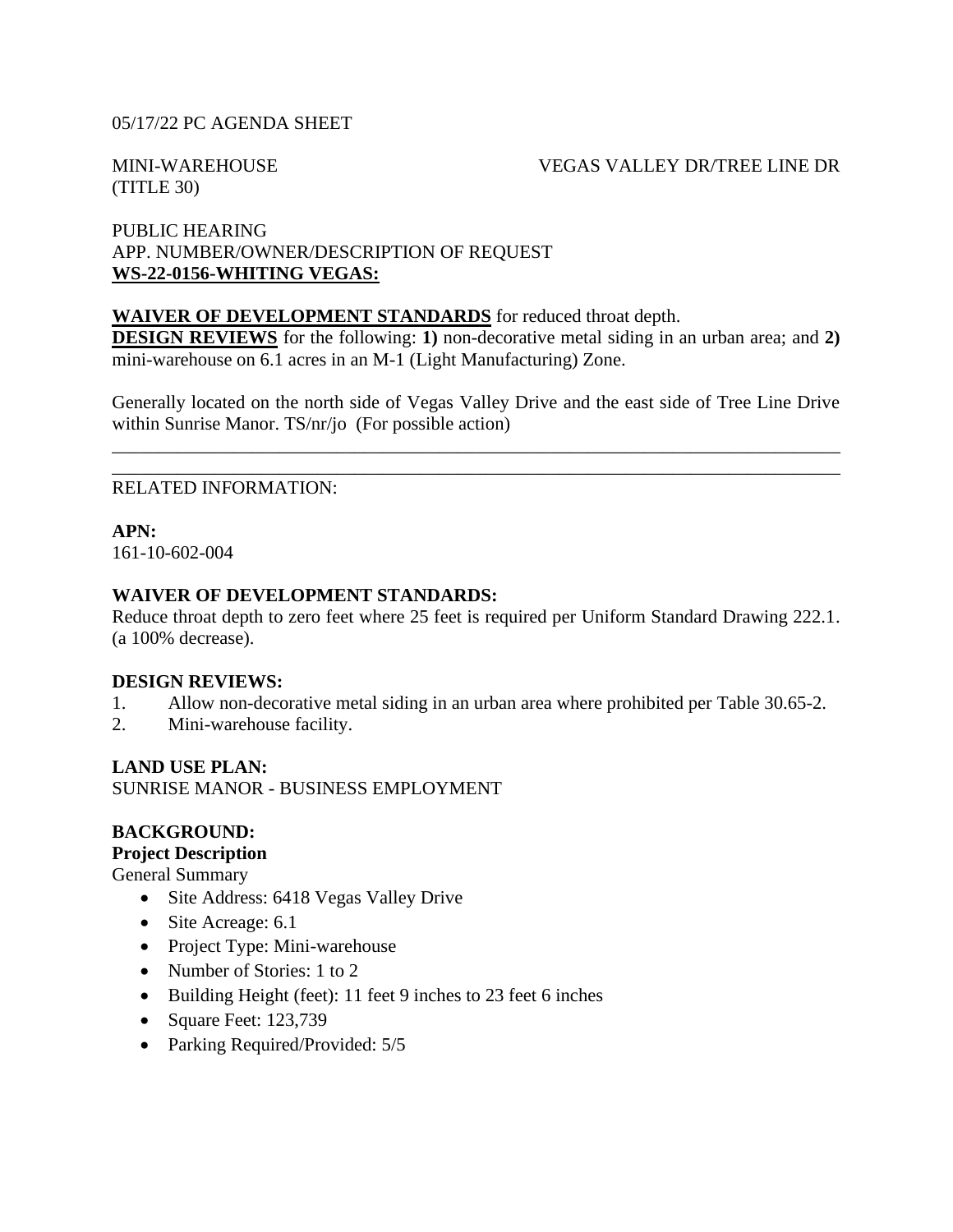05/17/22 PC AGENDA SHEET

MINI-WAREHOUSE (TITLE 30)

VEGAS VALLEY DR/TREE LINE DR

PUBLIC HEARING
APP. NUMBER/OWNER/DESCRIPTION OF REQUEST
**WS-22-0156-WHITING VEGAS:**

**WAIVER OF DEVELOPMENT STANDARDS** for reduced throat depth.
**DESIGN REVIEWS** for the following: **1)** non-decorative metal siding in an urban area; and **2)** mini-warehouse on 6.1 acres in an M-1 (Light Manufacturing) Zone.

Generally located on the north side of Vegas Valley Drive and the east side of Tree Line Drive within Sunrise Manor. TS/nr/jo (For possible action)

---

RELATED INFORMATION:

**APN:**
161-10-602-004

**WAIVER OF DEVELOPMENT STANDARDS:**
Reduce throat depth to zero feet where 25 feet is required per Uniform Standard Drawing 222.1. (a 100% decrease).

**DESIGN REVIEWS:**
1. Allow non-decorative metal siding in an urban area where prohibited per Table 30.65-2.
2. Mini-warehouse facility.

**LAND USE PLAN:**
SUNRISE MANOR - BUSINESS EMPLOYMENT

**BACKGROUND:**
**Project Description**
General Summary
- Site Address: 6418 Vegas Valley Drive
- Site Acreage: 6.1
- Project Type: Mini-warehouse
- Number of Stories: 1 to 2
- Building Height (feet): 11 feet 9 inches to 23 feet 6 inches
- Square Feet: 123,739
- Parking Required/Provided: 5/5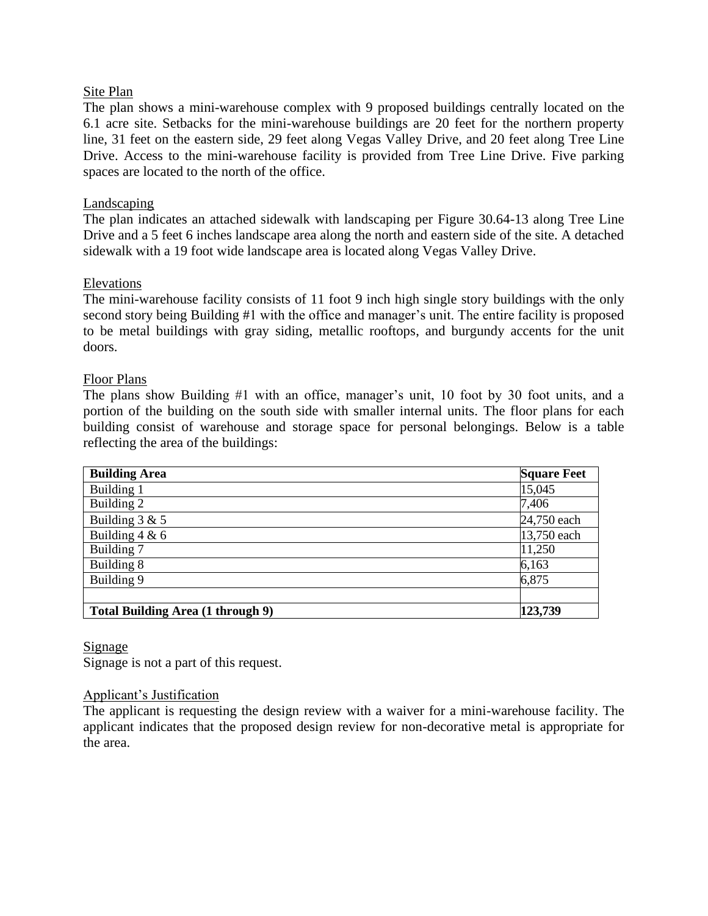Site Plan

The plan shows a mini-warehouse complex with 9 proposed buildings centrally located on the 6.1 acre site. Setbacks for the mini-warehouse buildings are 20 feet for the northern property line, 31 feet on the eastern side, 29 feet along Vegas Valley Drive, and 20 feet along Tree Line Drive. Access to the mini-warehouse facility is provided from Tree Line Drive. Five parking spaces are located to the north of the office.

Landscaping

The plan indicates an attached sidewalk with landscaping per Figure 30.64-13 along Tree Line Drive and a 5 feet 6 inches landscape area along the north and eastern side of the site. A detached sidewalk with a 19 foot wide landscape area is located along Vegas Valley Drive.

Elevations

The mini-warehouse facility consists of 11 foot 9 inch high single story buildings with the only second story being Building #1 with the office and manager's unit. The entire facility is proposed to be metal buildings with gray siding, metallic rooftops, and burgundy accents for the unit doors.

Floor Plans

The plans show Building #1 with an office, manager's unit, 10 foot by 30 foot units, and a portion of the building on the south side with smaller internal units. The floor plans for each building consist of warehouse and storage space for personal belongings. Below is a table reflecting the area of the buildings:

| **Building Area** | **Square Feet** |
|---|---|
| Building 1 | 15,045 |
| Building 2 | 7,406 |
| Building 3 & 5 | 24,750 each |
| Building 4 & 6 | 13,750 each |
| Building 7 | 11,250 |
| Building 8 | 6,163 |
| Building 9 | 6,875 |
| | |
| **Total Building Area (1 through 9)** | **123,739** |

Signage

Signage is not a part of this request.

Applicant's Justification

The applicant is requesting the design review with a waiver for a mini-warehouse facility. The applicant indicates that the proposed design review for non-decorative metal is appropriate for the area.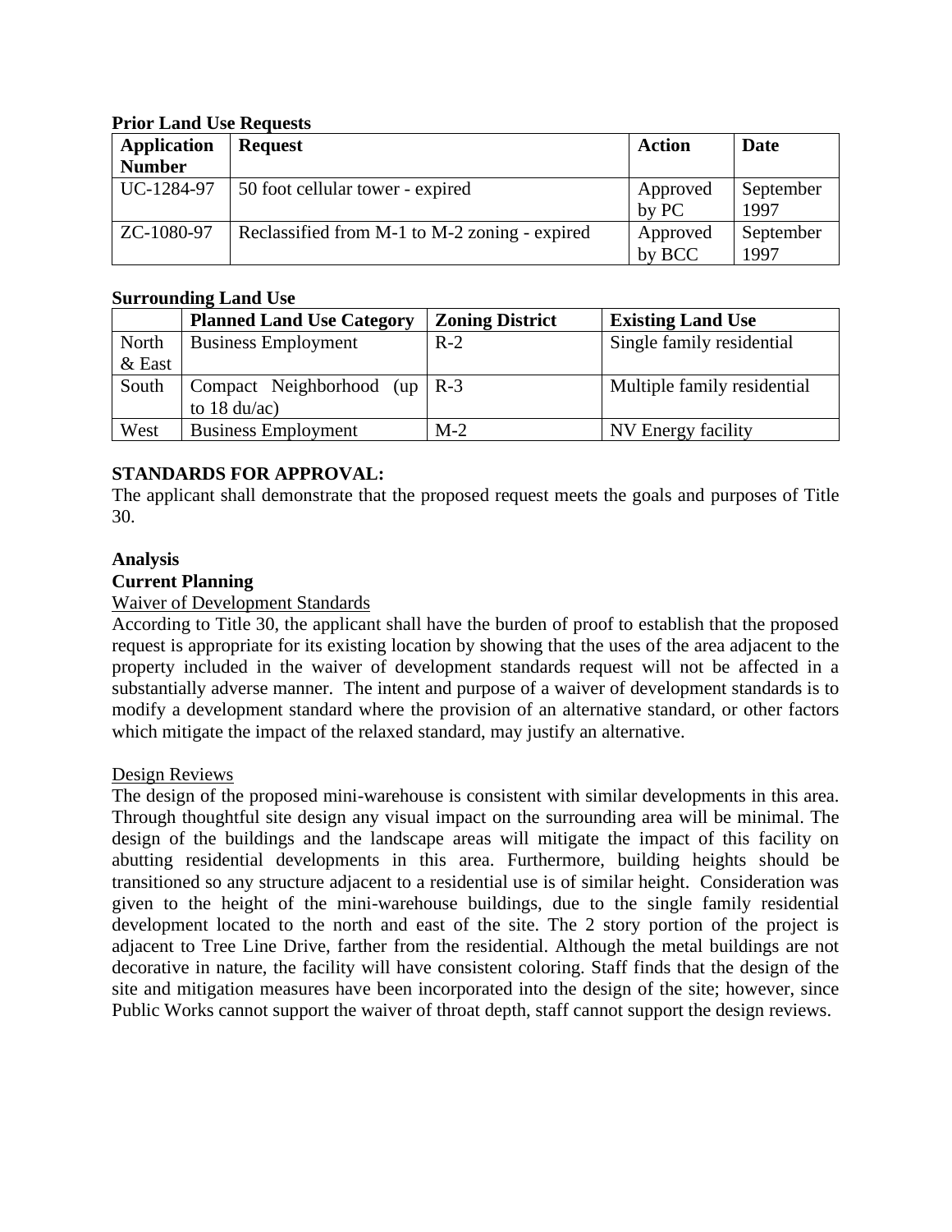**Prior Land Use Requests**

| Application Number | Request | Action | Date |
|---|---|---|---|
| UC-1284-97 | 50 foot cellular tower - expired | Approved by PC | September 1997 |
| ZC-1080-97 | Reclassified from M-1 to M-2 zoning - expired | Approved by BCC | September 1997 |

**Surrounding Land Use**

| | Planned Land Use Category | Zoning District | Existing Land Use |
|---|---|---|---|
| North & East | Business Employment | R-2 | Single family residential |
| South | Compact Neighborhood (up to 18 du/ac) | R-3 | Multiple family residential |
| West | Business Employment | M-2 | NV Energy facility |

**STANDARDS FOR APPROVAL:**

The applicant shall demonstrate that the proposed request meets the goals and purposes of Title 30.

**Analysis**

**Current Planning**

Waiver of Development Standards

According to Title 30, the applicant shall have the burden of proof to establish that the proposed request is appropriate for its existing location by showing that the uses of the area adjacent to the property included in the waiver of development standards request will not be affected in a substantially adverse manner. The intent and purpose of a waiver of development standards is to modify a development standard where the provision of an alternative standard, or other factors which mitigate the impact of the relaxed standard, may justify an alternative.

Design Reviews

The design of the proposed mini-warehouse is consistent with similar developments in this area. Through thoughtful site design any visual impact on the surrounding area will be minimal. The design of the buildings and the landscape areas will mitigate the impact of this facility on abutting residential developments in this area. Furthermore, building heights should be transitioned so any structure adjacent to a residential use is of similar height. Consideration was given to the height of the mini-warehouse buildings, due to the single family residential development located to the north and east of the site. The 2 story portion of the project is adjacent to Tree Line Drive, farther from the residential. Although the metal buildings are not decorative in nature, the facility will have consistent coloring. Staff finds that the design of the site and mitigation measures have been incorporated into the design of the site; however, since Public Works cannot support the waiver of throat depth, staff cannot support the design reviews.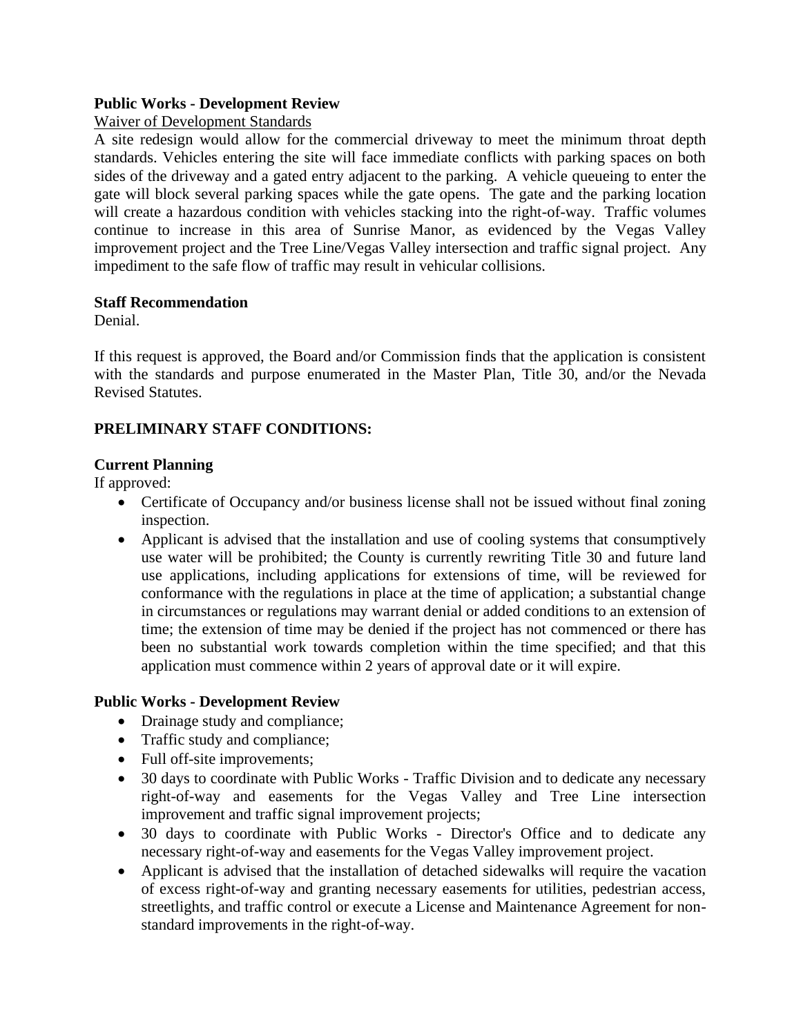**Public Works - Development Review**

Waiver of Development Standards

A site redesign would allow for the commercial driveway to meet the minimum throat depth standards. Vehicles entering the site will face immediate conflicts with parking spaces on both sides of the driveway and a gated entry adjacent to the parking. A vehicle queueing to enter the gate will block several parking spaces while the gate opens. The gate and the parking location will create a hazardous condition with vehicles stacking into the right-of-way. Traffic volumes continue to increase in this area of Sunrise Manor, as evidenced by the Vegas Valley improvement project and the Tree Line/Vegas Valley intersection and traffic signal project. Any impediment to the safe flow of traffic may result in vehicular collisions.

**Staff Recommendation**

Denial.

If this request is approved, the Board and/or Commission finds that the application is consistent with the standards and purpose enumerated in the Master Plan, Title 30, and/or the Nevada Revised Statutes.

**PRELIMINARY STAFF CONDITIONS:**

**Current Planning**

If approved:

- Certificate of Occupancy and/or business license shall not be issued without final zoning inspection.
- Applicant is advised that the installation and use of cooling systems that consumptively use water will be prohibited; the County is currently rewriting Title 30 and future land use applications, including applications for extensions of time, will be reviewed for conformance with the regulations in place at the time of application; a substantial change in circumstances or regulations may warrant denial or added conditions to an extension of time; the extension of time may be denied if the project has not commenced or there has been no substantial work towards completion within the time specified; and that this application must commence within 2 years of approval date or it will expire.

**Public Works - Development Review**

- Drainage study and compliance;
- Traffic study and compliance;
- Full off-site improvements;
- 30 days to coordinate with Public Works - Traffic Division and to dedicate any necessary right-of-way and easements for the Vegas Valley and Tree Line intersection improvement and traffic signal improvement projects;
- 30 days to coordinate with Public Works - Director's Office and to dedicate any necessary right-of-way and easements for the Vegas Valley improvement project.
- Applicant is advised that the installation of detached sidewalks will require the vacation of excess right-of-way and granting necessary easements for utilities, pedestrian access, streetlights, and traffic control or execute a License and Maintenance Agreement for non-standard improvements in the right-of-way.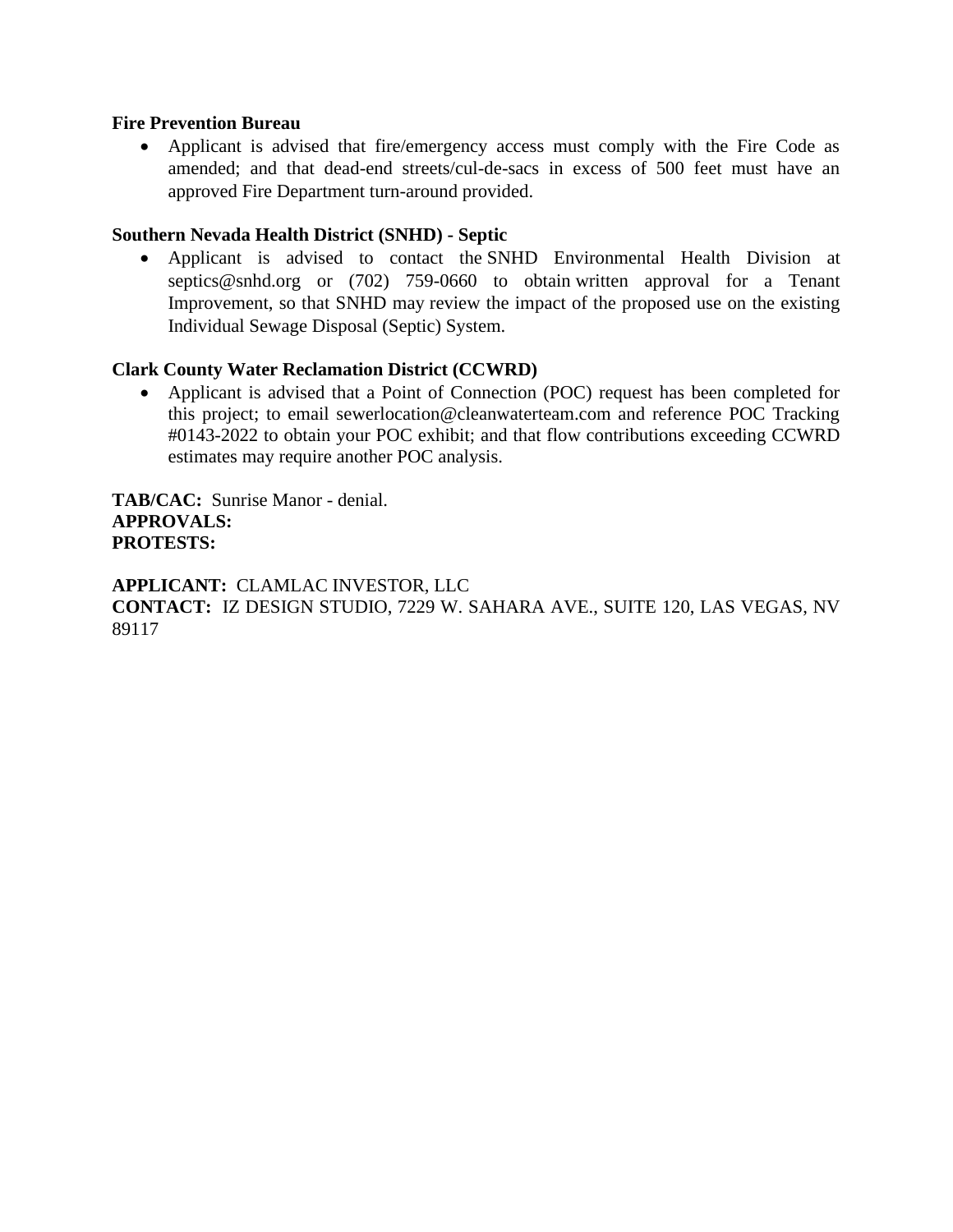**Fire Prevention Bureau**

- Applicant is advised that fire/emergency access must comply with the Fire Code as amended; and that dead-end streets/cul-de-sacs in excess of 500 feet must have an approved Fire Department turn-around provided.

**Southern Nevada Health District (SNHD) - Septic**

- Applicant is advised to contact the SNHD Environmental Health Division at septics@snhd.org or (702) 759-0660 to obtain written approval for a Tenant Improvement, so that SNHD may review the impact of the proposed use on the existing Individual Sewage Disposal (Septic) System.

**Clark County Water Reclamation District (CCWRD)**

- Applicant is advised that a Point of Connection (POC) request has been completed for this project; to email sewerlocation@cleanwaterteam.com and reference POC Tracking #0143-2022 to obtain your POC exhibit; and that flow contributions exceeding CCWRD estimates may require another POC analysis.

**TAB/CAC:** Sunrise Manor - denial.
**APPROVALS:**
**PROTESTS:**

**APPLICANT:** CLAMLAC INVESTOR, LLC
**CONTACT:** IZ DESIGN STUDIO, 7229 W. SAHARA AVE., SUITE 120, LAS VEGAS, NV 89117